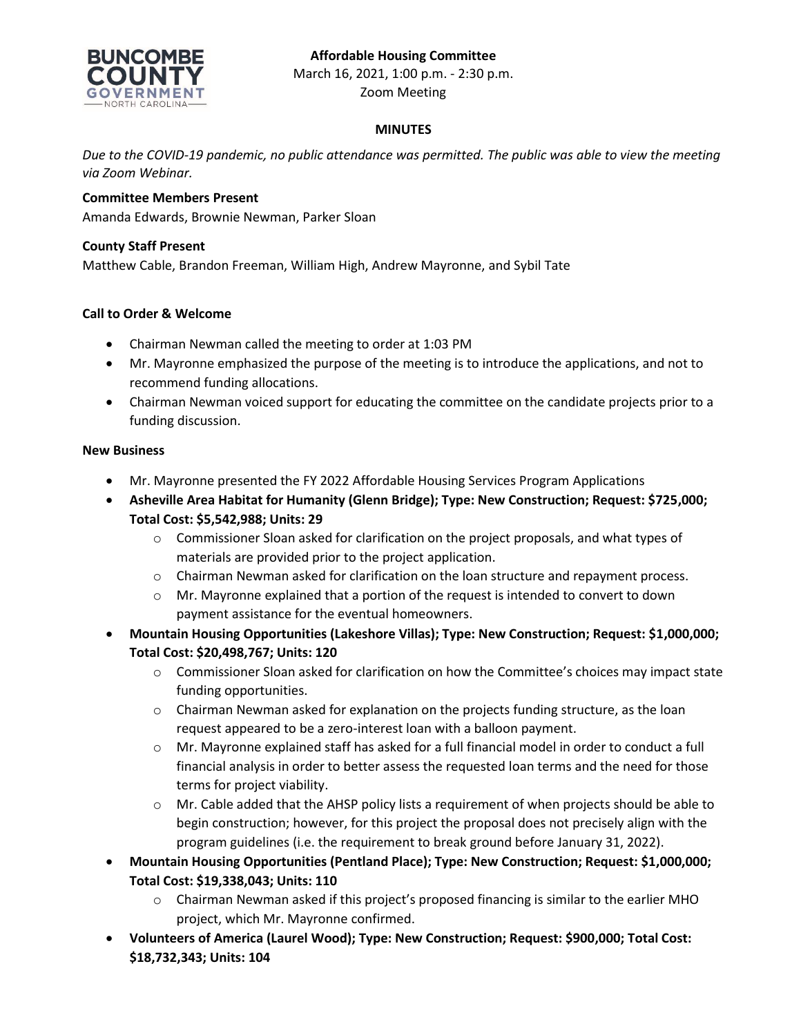**Affordable Housing Committee**
March 16, 2021, 1:00 p.m. - 2:30 p.m.
Zoom Meeting

**MINUTES**

*Due to the COVID-19 pandemic, no public attendance was permitted. The public was able to view the meeting via Zoom Webinar.*

**Committee Members Present**
Amanda Edwards, Brownie Newman, Parker Sloan

**County Staff Present**
Matthew Cable, Brandon Freeman, William High, Andrew Mayronne, and Sybil Tate

**Call to Order & Welcome**

- Chairman Newman called the meeting to order at 1:03 PM
- Mr. Mayronne emphasized the purpose of the meeting is to introduce the applications, and not to recommend funding allocations.
- Chairman Newman voiced support for educating the committee on the candidate projects prior to a funding discussion.

**New Business**

- Mr. Mayronne presented the FY 2022 Affordable Housing Services Program Applications
- **Asheville Area Habitat for Humanity (Glenn Bridge); Type: New Construction; Request: $725,000; Total Cost: $5,542,988; Units: 29**
  - Commissioner Sloan asked for clarification on the project proposals, and what types of materials are provided prior to the project application.
  - Chairman Newman asked for clarification on the loan structure and repayment process.
  - Mr. Mayronne explained that a portion of the request is intended to convert to down payment assistance for the eventual homeowners.
- **Mountain Housing Opportunities (Lakeshore Villas); Type: New Construction; Request: $1,000,000; Total Cost: $20,498,767; Units: 120**
  - Commissioner Sloan asked for clarification on how the Committee's choices may impact state funding opportunities.
  - Chairman Newman asked for explanation on the projects funding structure, as the loan request appeared to be a zero-interest loan with a balloon payment.
  - Mr. Mayronne explained staff has asked for a full financial model in order to conduct a full financial analysis in order to better assess the requested loan terms and the need for those terms for project viability.
  - Mr. Cable added that the AHSP policy lists a requirement of when projects should be able to begin construction; however, for this project the proposal does not precisely align with the program guidelines (i.e. the requirement to break ground before January 31, 2022).
- **Mountain Housing Opportunities (Pentland Place); Type: New Construction; Request: $1,000,000; Total Cost: $19,338,043; Units: 110**
  - Chairman Newman asked if this project's proposed financing is similar to the earlier MHO project, which Mr. Mayronne confirmed.
- **Volunteers of America (Laurel Wood); Type: New Construction; Request: $900,000; Total Cost: $18,732,343; Units: 104**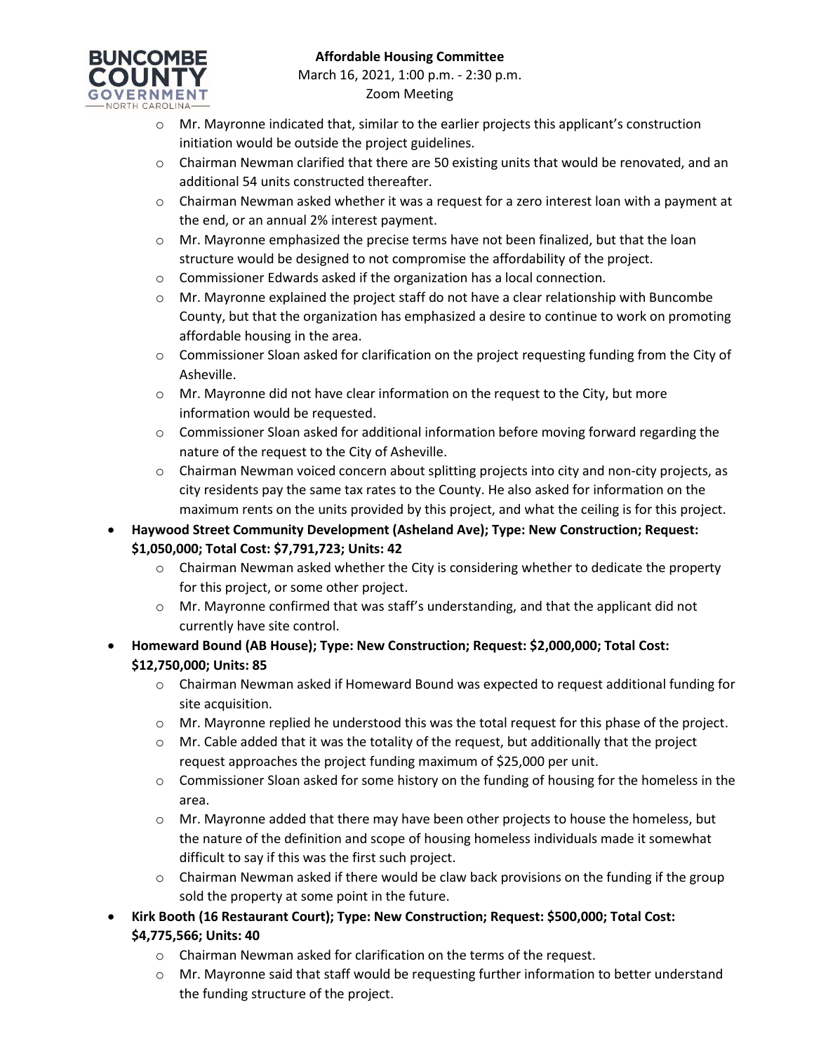- Mr. Mayronne indicated that, similar to the earlier projects this applicant's construction initiation would be outside the project guidelines.
  - Chairman Newman clarified that there are 50 existing units that would be renovated, and an additional 54 units constructed thereafter.
  - Chairman Newman asked whether it was a request for a zero interest loan with a payment at the end, or an annual 2% interest payment.
  - Mr. Mayronne emphasized the precise terms have not been finalized, but that the loan structure would be designed to not compromise the affordability of the project.
  - Commissioner Edwards asked if the organization has a local connection.
  - Mr. Mayronne explained the project staff do not have a clear relationship with Buncombe County, but that the organization has emphasized a desire to continue to work on promoting affordable housing in the area.
  - Commissioner Sloan asked for clarification on the project requesting funding from the City of Asheville.
  - Mr. Mayronne did not have clear information on the request to the City, but more information would be requested.
  - Commissioner Sloan asked for additional information before moving forward regarding the nature of the request to the City of Asheville.
  - Chairman Newman voiced concern about splitting projects into city and non-city projects, as city residents pay the same tax rates to the County. He also asked for information on the maximum rents on the units provided by this project, and what the ceiling is for this project.
- **Haywood Street Community Development (Asheland Ave); Type: New Construction; Request: $1,050,000; Total Cost: $7,791,723; Units: 42**
  - Chairman Newman asked whether the City is considering whether to dedicate the property for this project, or some other project.
  - Mr. Mayronne confirmed that was staff's understanding, and that the applicant did not currently have site control.
- **Homeward Bound (AB House); Type: New Construction; Request: $2,000,000; Total Cost: $12,750,000; Units: 85**
  - Chairman Newman asked if Homeward Bound was expected to request additional funding for site acquisition.
  - Mr. Mayronne replied he understood this was the total request for this phase of the project.
  - Mr. Cable added that it was the totality of the request, but additionally that the project request approaches the project funding maximum of $25,000 per unit.
  - Commissioner Sloan asked for some history on the funding of housing for the homeless in the area.
  - Mr. Mayronne added that there may have been other projects to house the homeless, but the nature of the definition and scope of housing homeless individuals made it somewhat difficult to say if this was the first such project.
  - Chairman Newman asked if there would be claw back provisions on the funding if the group sold the property at some point in the future.
- **Kirk Booth (16 Restaurant Court); Type: New Construction; Request: $500,000; Total Cost: $4,775,566; Units: 40**
  - Chairman Newman asked for clarification on the terms of the request.
  - Mr. Mayronne said that staff would be requesting further information to better understand the funding structure of the project.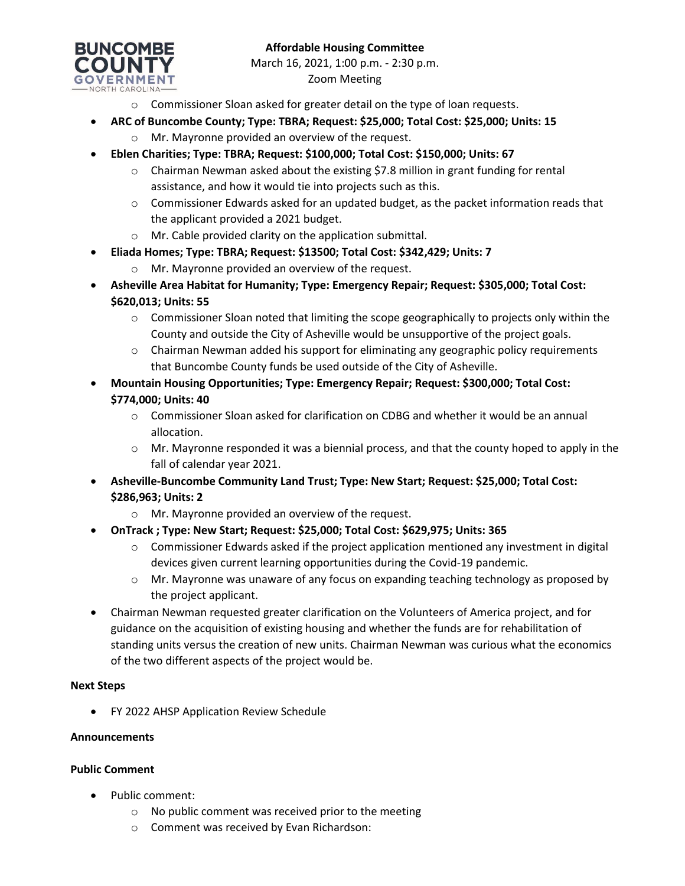- Commissioner Sloan asked for greater detail on the type of loan requests.

- **ARC of Buncombe County; Type: TBRA; Request: $25,000; Total Cost: $25,000; Units: 15**
  - Mr. Mayronne provided an overview of the request.
- **Eblen Charities; Type: TBRA; Request: $100,000; Total Cost: $150,000; Units: 67**
  - Chairman Newman asked about the existing $7.8 million in grant funding for rental assistance, and how it would tie into projects such as this.
  - Commissioner Edwards asked for an updated budget, as the packet information reads that the applicant provided a 2021 budget.
  - Mr. Cable provided clarity on the application submittal.
- **Eliada Homes; Type: TBRA; Request: $13500; Total Cost: $342,429; Units: 7**
  - Mr. Mayronne provided an overview of the request.
- **Asheville Area Habitat for Humanity; Type: Emergency Repair; Request: $305,000; Total Cost: $620,013; Units: 55**
  - Commissioner Sloan noted that limiting the scope geographically to projects only within the County and outside the City of Asheville would be unsupportive of the project goals.
  - Chairman Newman added his support for eliminating any geographic policy requirements that Buncombe County funds be used outside of the City of Asheville.
- **Mountain Housing Opportunities; Type: Emergency Repair; Request: $300,000; Total Cost: $774,000; Units: 40**
  - Commissioner Sloan asked for clarification on CDBG and whether it would be an annual allocation.
  - Mr. Mayronne responded it was a biennial process, and that the county hoped to apply in the fall of calendar year 2021.
- **Asheville-Buncombe Community Land Trust; Type: New Start; Request: $25,000; Total Cost: $286,963; Units: 2**
  - Mr. Mayronne provided an overview of the request.
- **OnTrack ; Type: New Start; Request: $25,000; Total Cost: $629,975; Units: 365**
  - Commissioner Edwards asked if the project application mentioned any investment in digital devices given current learning opportunities during the Covid-19 pandemic.
  - Mr. Mayronne was unaware of any focus on expanding teaching technology as proposed by the project applicant.
- Chairman Newman requested greater clarification on the Volunteers of America project, and for guidance on the acquisition of existing housing and whether the funds are for rehabilitation of standing units versus the creation of new units. Chairman Newman was curious what the economics of the two different aspects of the project would be.

**Next Steps**

- FY 2022 AHSP Application Review Schedule

**Announcements**

**Public Comment**

- Public comment:
  - No public comment was received prior to the meeting
  - Comment was received by Evan Richardson: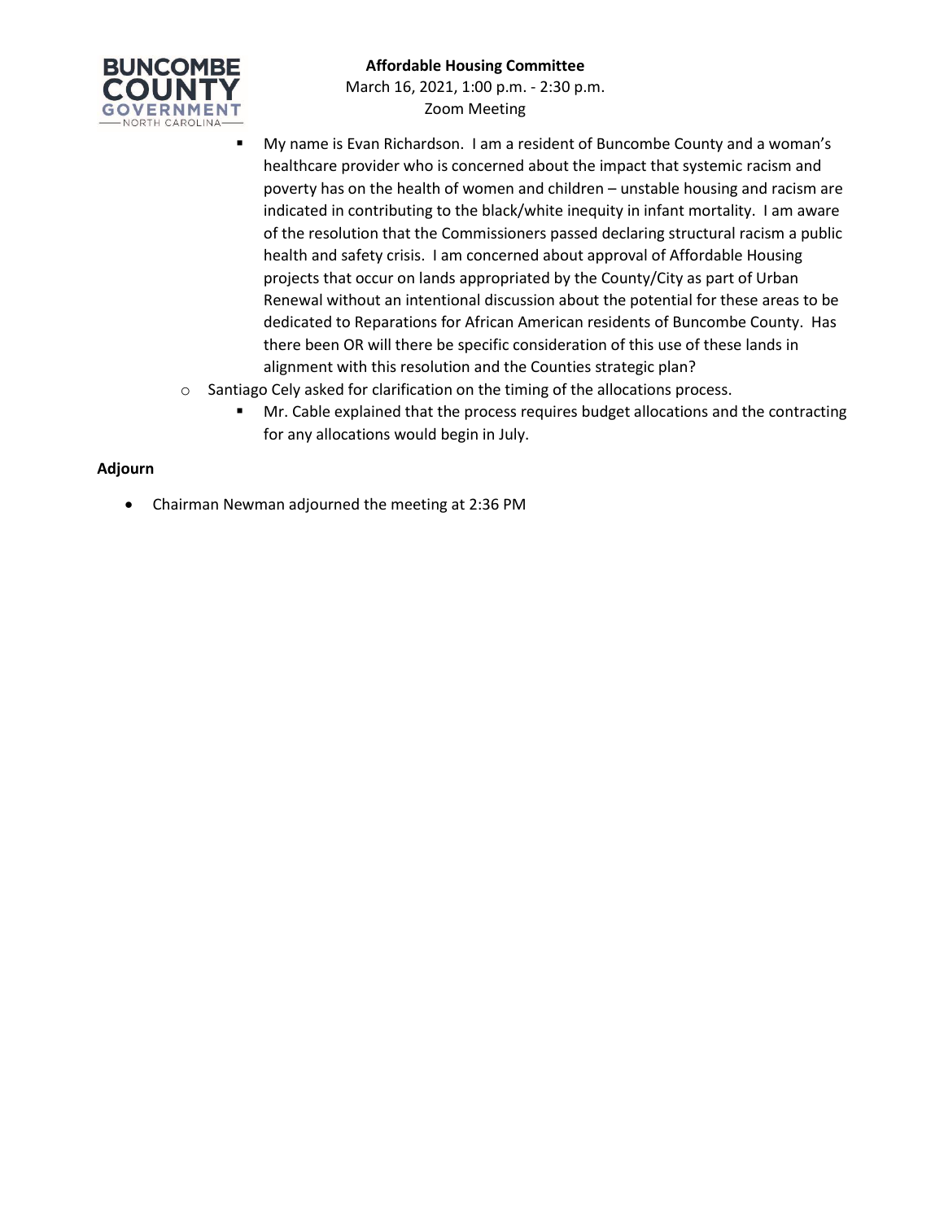- My name is Evan Richardson. I am a resident of Buncombe County and a woman's healthcare provider who is concerned about the impact that systemic racism and poverty has on the health of women and children – unstable housing and racism are indicated in contributing to the black/white inequity in infant mortality. I am aware of the resolution that the Commissioners passed declaring structural racism a public health and safety crisis. I am concerned about approval of Affordable Housing projects that occur on lands appropriated by the County/City as part of Urban Renewal without an intentional discussion about the potential for these areas to be dedicated to Reparations for African American residents of Buncombe County. Has there been OR will there be specific consideration of this use of these lands in alignment with this resolution and the Counties strategic plan?
  - Santiago Cely asked for clarification on the timing of the allocations process.
    - Mr. Cable explained that the process requires budget allocations and the contracting for any allocations would begin in July.

**Adjourn**

- Chairman Newman adjourned the meeting at 2:36 PM